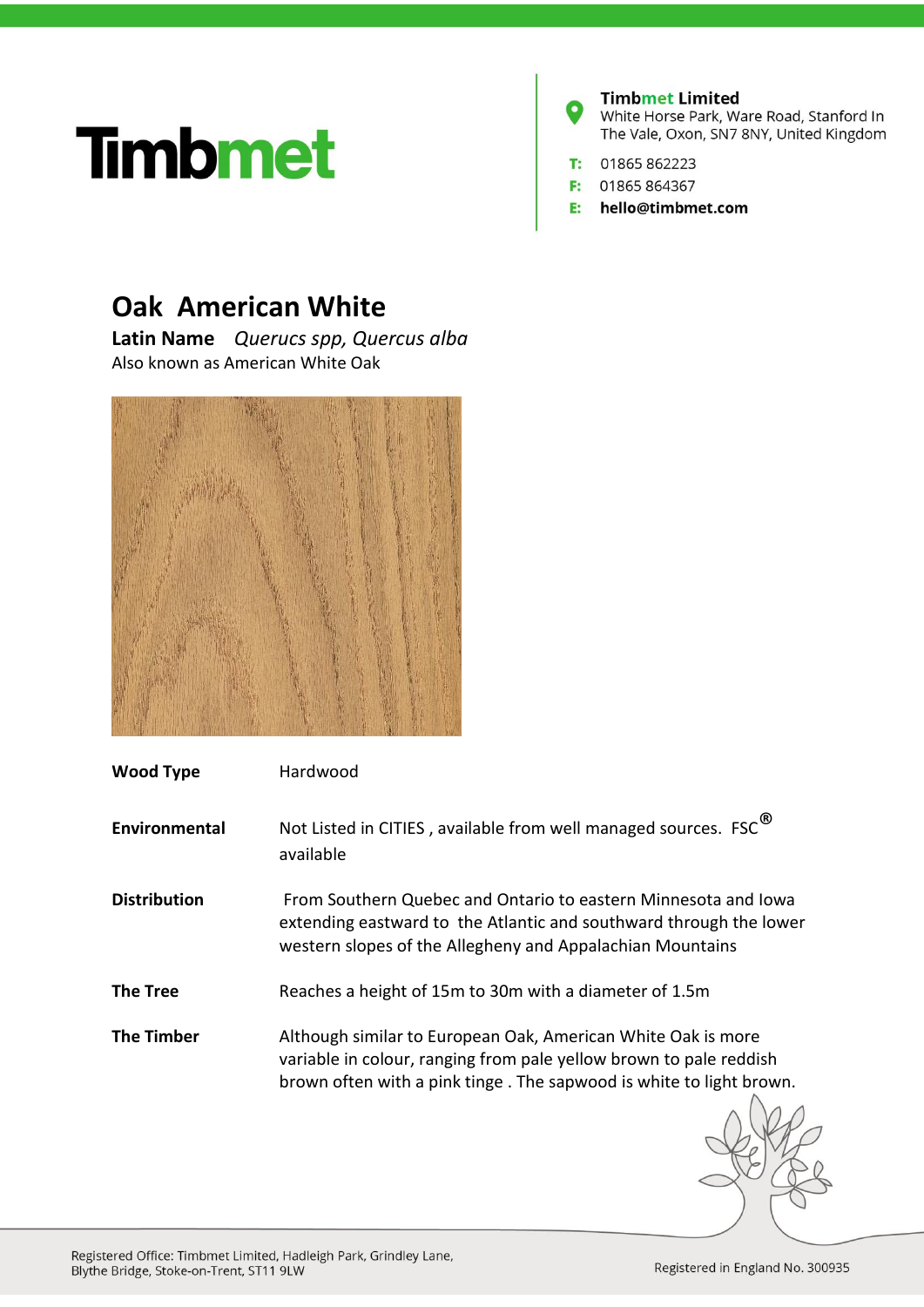# Timbmet

**Timbmet Limited**
White Horse Park, Ware Road, Stanford In The Vale, Oxon, SN7 8NY, United Kingdom

**T:** 01865 862223
**F:** 01865 864367
**E:** **hello@timbmet.com**

## Oak American White

**Latin Name** *Querucs spp, Quercus alba*

Also known as American White Oak

| | |
|---|---|
| **Wood Type** | Hardwood |
| **Environmental** | Not Listed in CITIES , available from well managed sources. FSC® available |
| **Distribution** | From Southern Quebec and Ontario to eastern Minnesota and Iowa extending eastward to the Atlantic and southward through the lower western slopes of the Allegheny and Appalachian Mountains |
| **The Tree** | Reaches a height of 15m to 30m with a diameter of 1.5m |
| **The Timber** | Although similar to European Oak, American White Oak is more variable in colour, ranging from pale yellow brown to pale reddish brown often with a pink tinge . The sapwood is white to light brown. |

Registered Office: Timbmet Limited, Hadleigh Park, Grindley Lane, Blythe Bridge, Stoke-on-Trent, ST11 9LW

Registered in England No. 300935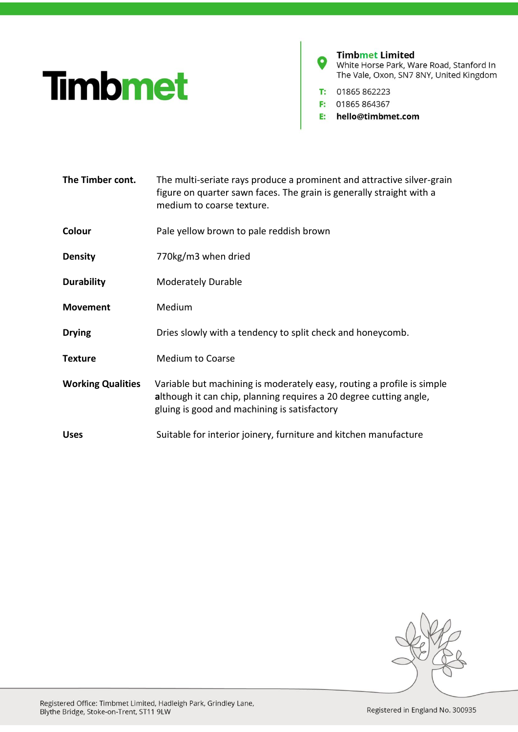**Timbmet Limited**
White Horse Park, Ware Road, Stanford In The Vale, Oxon, SN7 8NY, United Kingdom

**T:** 01865 862223
**F:** 01865 864367
**E:** **hello@timbmet.com**

| | |
|---|---|
| **The Timber cont.** | The multi-seriate rays produce a prominent and attractive silver-grain figure on quarter sawn faces. The grain is generally straight with a medium to coarse texture. |
| **Colour** | Pale yellow brown to pale reddish brown |
| **Density** | 770kg/m3 when dried |
| **Durability** | Moderately Durable |
| **Movement** | Medium |
| **Drying** | Dries slowly with a tendency to split check and honeycomb. |
| **Texture** | Medium to Coarse |
| **Working Qualities** | Variable but machining is moderately easy, routing a profile is simple although it can chip, planning requires a 20 degree cutting angle, gluing is good and machining is satisfactory |
| **Uses** | Suitable for interior joinery, furniture and kitchen manufacture |

Registered Office: Timbmet Limited, Hadleigh Park, Grindley Lane, Blythe Bridge, Stoke-on-Trent, ST11 9LW

Registered in England No. 300935